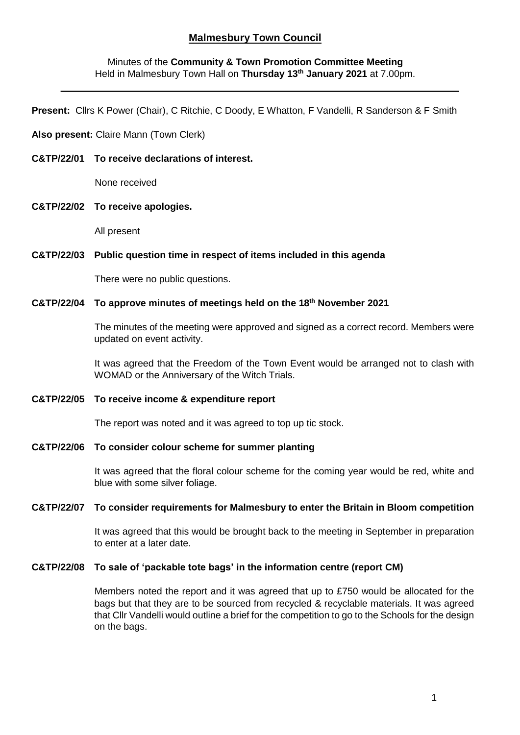# Malmesbury Town Council

Minutes of the **Community & Town Promotion Committee Meeting**
Held in Malmesbury Town Hall on **Thursday 13th January 2021** at 7.00pm.

---

**Present:** Cllrs K Power (Chair), C Ritchie, C Doody, E Whatton, F Vandelli, R Sanderson & F Smith

**Also present:** Claire Mann (Town Clerk)

**C&TP/22/01 To receive declarations of interest.**

None received

**C&TP/22/02 To receive apologies.**

All present

**C&TP/22/03 Public question time in respect of items included in this agenda**

There were no public questions.

**C&TP/22/04 To approve minutes of meetings held on the 18th November 2021**

The minutes of the meeting were approved and signed as a correct record. Members were updated on event activity.

It was agreed that the Freedom of the Town Event would be arranged not to clash with WOMAD or the Anniversary of the Witch Trials.

**C&TP/22/05 To receive income & expenditure report**

The report was noted and it was agreed to top up tic stock.

**C&TP/22/06 To consider colour scheme for summer planting**

It was agreed that the floral colour scheme for the coming year would be red, white and blue with some silver foliage.

**C&TP/22/07 To consider requirements for Malmesbury to enter the Britain in Bloom competition**

It was agreed that this would be brought back to the meeting in September in preparation to enter at a later date.

**C&TP/22/08 To sale of 'packable tote bags' in the information centre (report CM)**

Members noted the report and it was agreed that up to £750 would be allocated for the bags but that they are to be sourced from recycled & recyclable materials. It was agreed that Cllr Vandelli would outline a brief for the competition to go to the Schools for the design on the bags.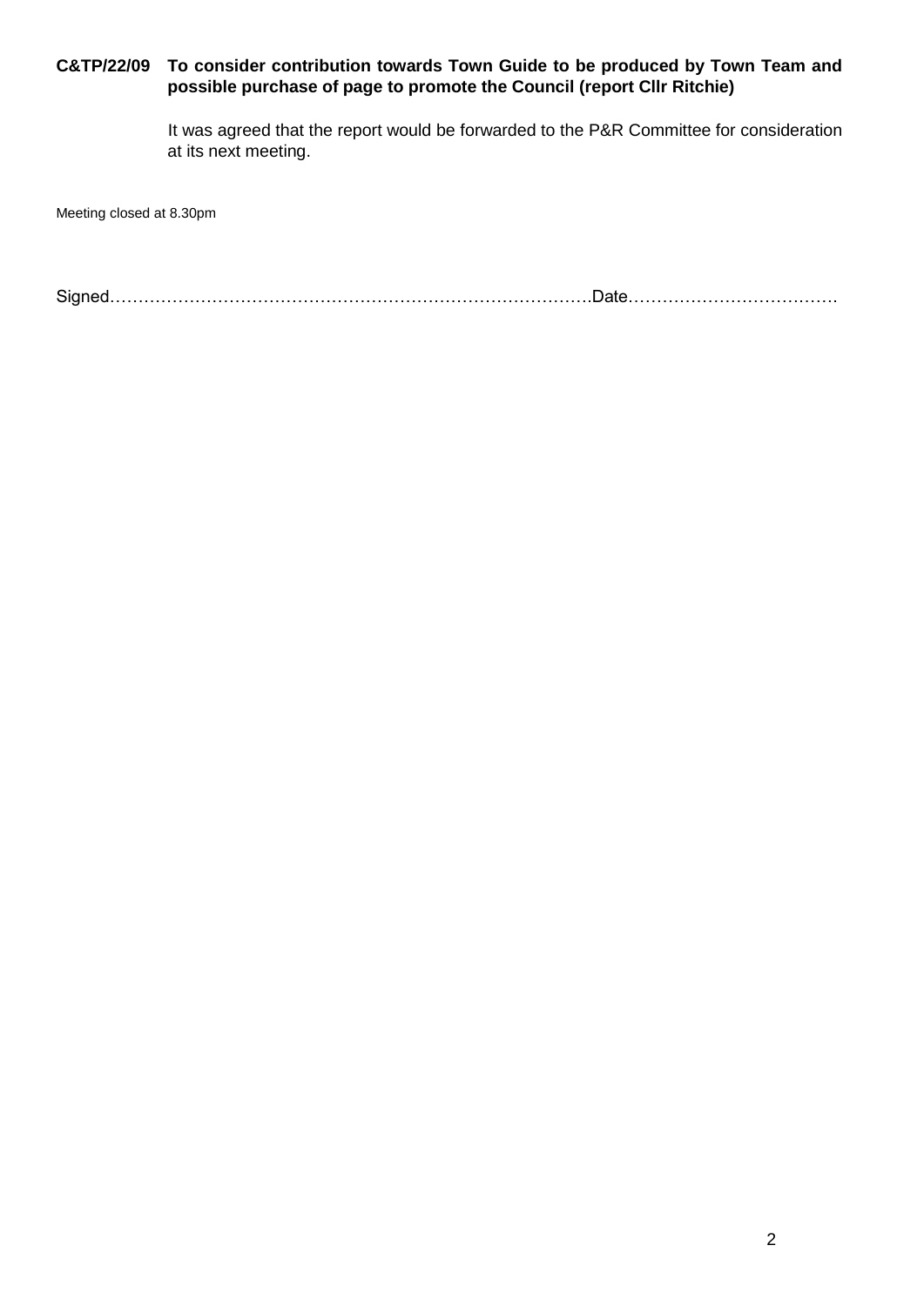**C&TP/22/09 To consider contribution towards Town Guide to be produced by Town Team and possible purchase of page to promote the Council (report Cllr Ritchie)**

It was agreed that the report would be forwarded to the P&R Committee for consideration at its next meeting.

Meeting closed at 8.30pm

Signed…………………………………………………………………………Date………………………………